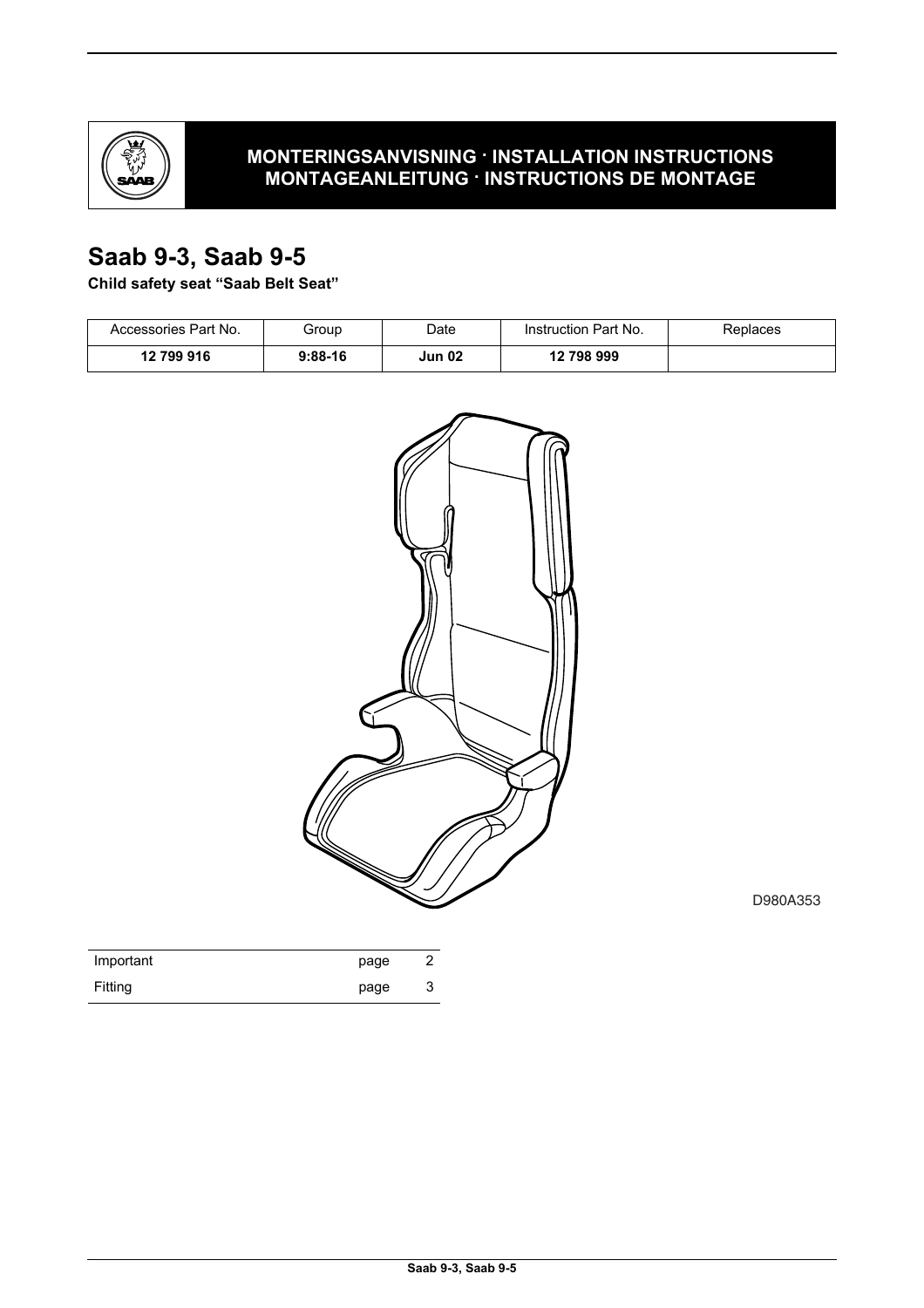**MONTERINGSANVISNING · INSTALLATION INSTRUCTIONS**
**MONTAGEANLEITUNG · INSTRUCTIONS DE MONTAGE**

# Saab 9-3, Saab 9-5

**Child safety seat “Saab Belt Seat”**

| Accessories Part No. | Group | Date | Instruction Part No. | Replaces |
| --- | --- | --- | --- | --- |
| **12 799 916** | **9:88-16** | **Jun 02** | **12 798 999** | |

D980A353

| | | |
| --- | --- | --- |
| Important | page | 2 |
| Fitting | page | 3 |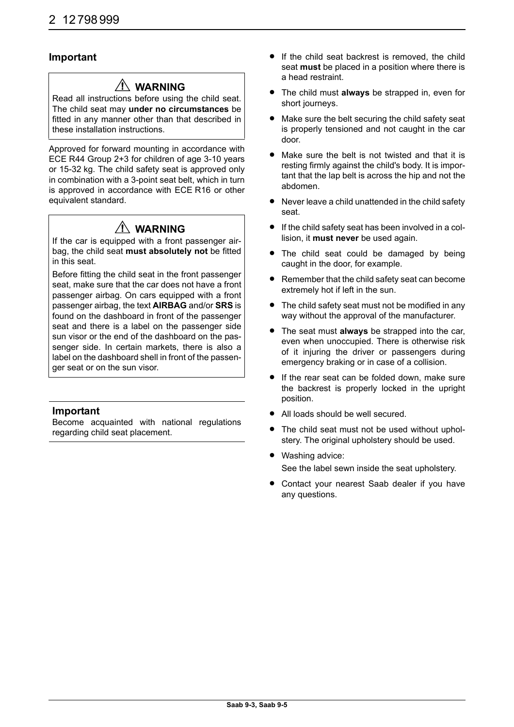## Important

### ⚠ WARNING

Read all instructions before using the child seat. The child seat may **under no circumstances** be fitted in any manner other than that described in these installation instructions.

Approved for forward mounting in accordance with ECE R44 Group 2+3 for children of age 3-10 years or 15-32 kg. The child safety seat is approved only in combination with a 3-point seat belt, which in turn is approved in accordance with ECE R16 or other equivalent standard.

### ⚠ WARNING

If the car is equipped with a front passenger airbag, the child seat **must absolutely not** be fitted in this seat.

Before fitting the child seat in the front passenger seat, make sure that the car does not have a front passenger airbag. On cars equipped with a front passenger airbag, the text **AIRBAG** and/or **SRS** is found on the dashboard in front of the passenger seat and there is a label on the passenger side sun visor or the end of the dashboard on the passenger side. In certain markets, there is also a label on the dashboard shell in front of the passenger seat or on the sun visor.

### Important

Become acquainted with national regulations regarding child seat placement.

- If the child seat backrest is removed, the child seat **must** be placed in a position where there is a head restraint.
- The child must **always** be strapped in, even for short journeys.
- Make sure the belt securing the child safety seat is properly tensioned and not caught in the car door.
- Make sure the belt is not twisted and that it is resting firmly against the child's body. It is important that the lap belt is across the hip and not the abdomen.
- Never leave a child unattended in the child safety seat.
- If the child safety seat has been involved in a collision, it **must never** be used again.
- The child seat could be damaged by being caught in the door, for example.
- Remember that the child safety seat can become extremely hot if left in the sun.
- The child safety seat must not be modified in any way without the approval of the manufacturer.
- The seat must **always** be strapped into the car, even when unoccupied. There is otherwise risk of it injuring the driver or passengers during emergency braking or in case of a collision.
- If the rear seat can be folded down, make sure the backrest is properly locked in the upright position.
- All loads should be well secured.
- The child seat must not be used without upholstery. The original upholstery should be used.
- Washing advice:

  See the label sewn inside the seat upholstery.
- Contact your nearest Saab dealer if you have any questions.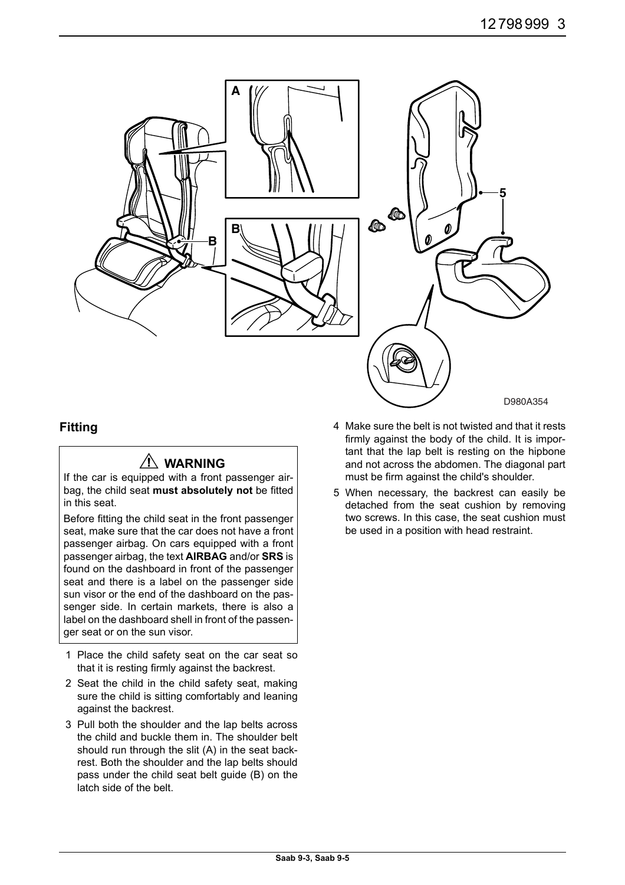A

B

B

5

D980A354

## Fitting

> ⚠ **WARNING**
>
> If the car is equipped with a front passenger airbag, the child seat **must absolutely not** be fitted in this seat.
>
> Before fitting the child seat in the front passenger seat, make sure that the car does not have a front passenger airbag. On cars equipped with a front passenger airbag, the text **AIRBAG** and/or **SRS** is found on the dashboard in front of the passenger seat and there is a label on the passenger side sun visor or the end of the dashboard on the passenger side. In certain markets, there is also a label on the dashboard shell in front of the passenger seat or on the sun visor.

1. Place the child safety seat on the car seat so that it is resting firmly against the backrest.
2. Seat the child in the child safety seat, making sure the child is sitting comfortably and leaning against the backrest.
3. Pull both the shoulder and the lap belts across the child and buckle them in. The shoulder belt should run through the slit (A) in the seat backrest. Both the shoulder and the lap belts should pass under the child seat belt guide (B) on the latch side of the belt.
4. Make sure the belt is not twisted and that it rests firmly against the body of the child. It is important that the lap belt is resting on the hipbone and not across the abdomen. The diagonal part must be firm against the child's shoulder.
5. When necessary, the backrest can easily be detached from the seat cushion by removing two screws. In this case, the seat cushion must be used in a position with head restraint.